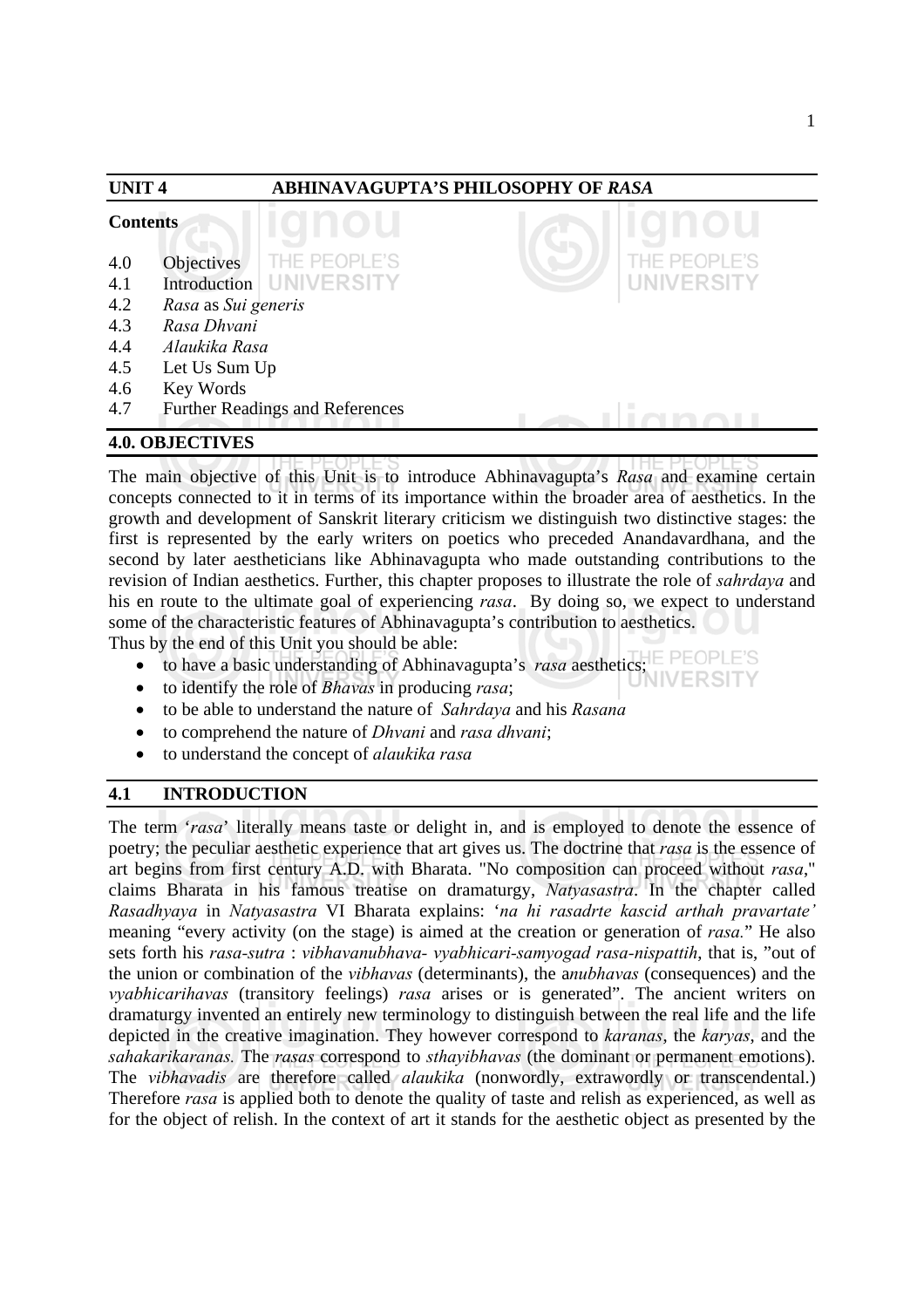## UNIT 4 ABHINAVAGUPTA'S PHILOSOPHY OF *RASA*

**Contents**

4.0 Objectives
4.1 Introduction
4.2 *Rasa* as *Sui generis*
4.3 *Rasa Dhvani*
4.4 *Alaukika Rasa*
4.5 Let Us Sum Up
4.6 Key Words
4.7 Further Readings and References

## 4.0. OBJECTIVES

The main objective of this Unit is to introduce Abhinavagupta's *Rasa* and examine certain concepts connected to it in terms of its importance within the broader area of aesthetics. In the growth and development of Sanskrit literary criticism we distinguish two distinctive stages: the first is represented by the early writers on poetics who preceded Anandavardhana, and the second by later aestheticians like Abhinavagupta who made outstanding contributions to the revision of Indian aesthetics. Further, this chapter proposes to illustrate the role of *sahrdaya* and his en route to the ultimate goal of experiencing *rasa*. By doing so, we expect to understand some of the characteristic features of Abhinavagupta's contribution to aesthetics.

Thus by the end of this Unit you should be able:

- to have a basic understanding of Abhinavagupta's *rasa* aesthetics;
- to identify the role of *Bhavas* in producing *rasa*;
- to be able to understand the nature of *Sahrdaya* and his *Rasana*
- to comprehend the nature of *Dhvani* and *rasa dhvani*;
- to understand the concept of *alaukika rasa*

## 4.1 INTRODUCTION

The term '*rasa*' literally means taste or delight in, and is employed to denote the essence of poetry; the peculiar aesthetic experience that art gives us. The doctrine that *rasa* is the essence of art begins from first century A.D. with Bharata. "No composition can proceed without *rasa*," claims Bharata in his famous treatise on dramaturgy, *Natyasastra*. In the chapter called *Rasadhyaya* in *Natyasastra* VI Bharata explains: '*na hi rasadrte kascid arthah pravartate'* meaning "every activity (on the stage) is aimed at the creation or generation of *rasa.*" He also sets forth his *rasa-sutra* : *vibhavanubhava- vyabhicari-samyogad rasa-nispattih*, that is, "out of the union or combination of the *vibhavas* (determinants), the a*nubhavas* (consequences) and the *vyabhicarihavas* (transitory feelings) *rasa* arises or is generated". The ancient writers on dramaturgy invented an entirely new terminology to distinguish between the real life and the life depicted in the creative imagination. They however correspond to *karanas*, the *karyas*, and the *sahakarikaranas.* The *rasas* correspond to *sthayibhavas* (the dominant or permanent emotions). The *vibhavadis* are therefore called *alaukika* (nonwordly, extrawordly or transcendental.) Therefore *rasa* is applied both to denote the quality of taste and relish as experienced, as well as for the object of relish. In the context of art it stands for the aesthetic object as presented by the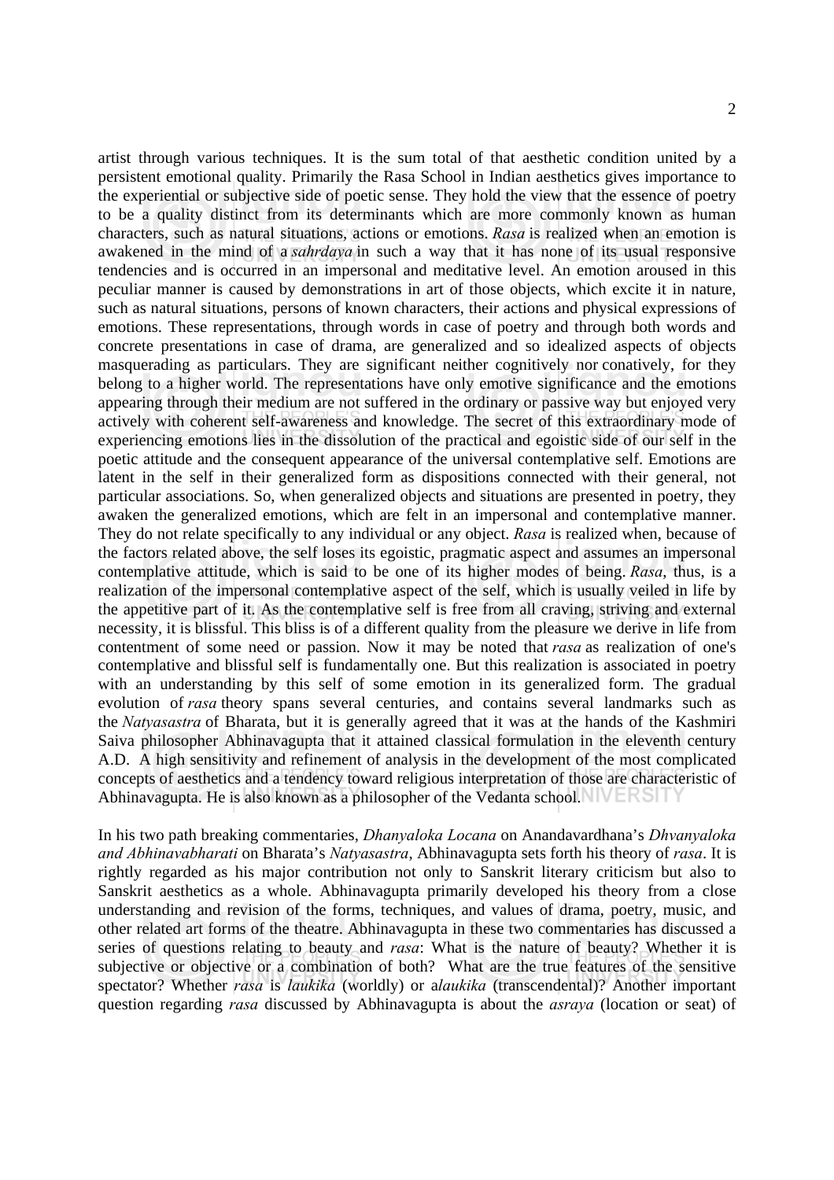artist through various techniques. It is the sum total of that aesthetic condition united by a persistent emotional quality. Primarily the Rasa School in Indian aesthetics gives importance to the experiential or subjective side of poetic sense. They hold the view that the essence of poetry to be a quality distinct from its determinants which are more commonly known as human characters, such as natural situations, actions or emotions. *Rasa* is realized when an emotion is awakened in the mind of a *sahrdaya* in such a way that it has none of its usual responsive tendencies and is occurred in an impersonal and meditative level. An emotion aroused in this peculiar manner is caused by demonstrations in art of those objects, which excite it in nature, such as natural situations, persons of known characters, their actions and physical expressions of emotions. These representations, through words in case of poetry and through both words and concrete presentations in case of drama, are generalized and so idealized aspects of objects masquerading as particulars. They are significant neither cognitively nor conatively, for they belong to a higher world. The representations have only emotive significance and the emotions appearing through their medium are not suffered in the ordinary or passive way but enjoyed very actively with coherent self-awareness and knowledge. The secret of this extraordinary mode of experiencing emotions lies in the dissolution of the practical and egoistic side of our self in the poetic attitude and the consequent appearance of the universal contemplative self. Emotions are latent in the self in their generalized form as dispositions connected with their general, not particular associations. So, when generalized objects and situations are presented in poetry, they awaken the generalized emotions, which are felt in an impersonal and contemplative manner. They do not relate specifically to any individual or any object. *Rasa* is realized when, because of the factors related above, the self loses its egoistic, pragmatic aspect and assumes an impersonal contemplative attitude, which is said to be one of its higher modes of being. *Rasa*, thus, is a realization of the impersonal contemplative aspect of the self, which is usually veiled in life by the appetitive part of it. As the contemplative self is free from all craving, striving and external necessity, it is blissful. This bliss is of a different quality from the pleasure we derive in life from contentment of some need or passion. Now it may be noted that *rasa* as realization of one's contemplative and blissful self is fundamentally one. But this realization is associated in poetry with an understanding by this self of some emotion in its generalized form. The gradual evolution of *rasa* theory spans several centuries, and contains several landmarks such as the *Natyasastra* of Bharata, but it is generally agreed that it was at the hands of the Kashmiri Saiva philosopher Abhinavagupta that it attained classical formulation in the eleventh century A.D. A high sensitivity and refinement of analysis in the development of the most complicated concepts of aesthetics and a tendency toward religious interpretation of those are characteristic of Abhinavagupta. He is also known as a philosopher of the Vedanta school.

In his two path breaking commentaries, *Dhanyaloka Locana* on Anandavardhana's *Dhvanyaloka and Abhinavabharati* on Bharata's *Natyasastra*, Abhinavagupta sets forth his theory of *rasa*. It is rightly regarded as his major contribution not only to Sanskrit literary criticism but also to Sanskrit aesthetics as a whole. Abhinavagupta primarily developed his theory from a close understanding and revision of the forms, techniques, and values of drama, poetry, music, and other related art forms of the theatre. Abhinavagupta in these two commentaries has discussed a series of questions relating to beauty and *rasa*: What is the nature of beauty? Whether it is subjective or objective or a combination of both? What are the true features of the sensitive spectator? Whether *rasa* is *laukika* (worldly) or a*laukika* (transcendental)? Another important question regarding *rasa* discussed by Abhinavagupta is about the *asraya* (location or seat) of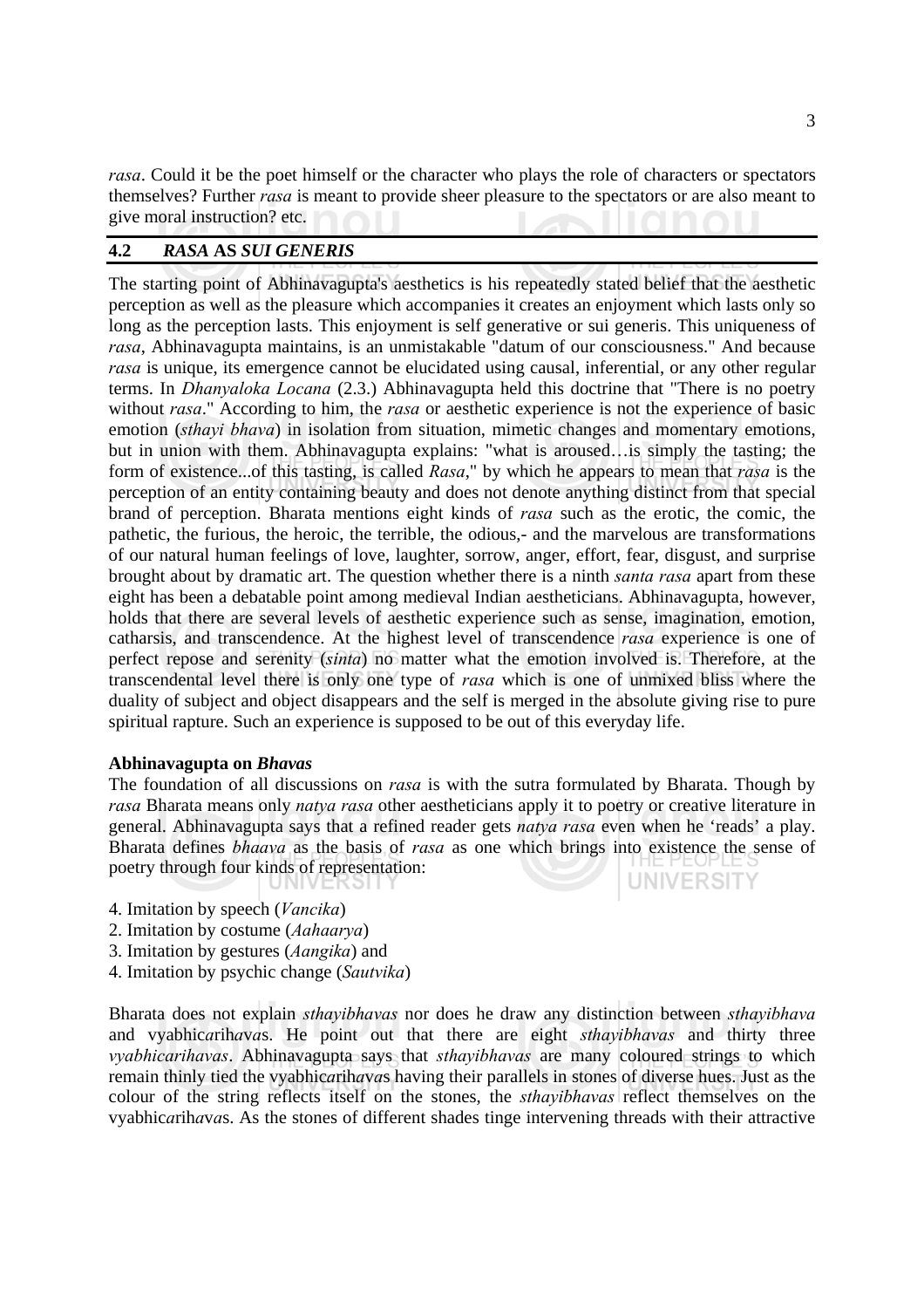*rasa*. Could it be the poet himself or the character who plays the role of characters or spectators themselves? Further *rasa* is meant to provide sheer pleasure to the spectators or are also meant to give moral instruction? etc.

## 4.2 *RASA* AS *SUI GENERIS*

The starting point of Abhinavagupta's aesthetics is his repeatedly stated belief that the aesthetic perception as well as the pleasure which accompanies it creates an enjoyment which lasts only so long as the perception lasts. This enjoyment is self generative or sui generis. This uniqueness of *rasa*, Abhinavagupta maintains, is an unmistakable "datum of our consciousness." And because *rasa* is unique, its emergence cannot be elucidated using causal, inferential, or any other regular terms. In *Dhanyaloka Locana* (2.3.) Abhinavagupta held this doctrine that "There is no poetry without *rasa*." According to him, the *rasa* or aesthetic experience is not the experience of basic emotion (*sthayi bhava*) in isolation from situation, mimetic changes and momentary emotions, but in union with them. Abhinavagupta explains: "what is aroused…is simply the tasting; the form of existence...of this tasting, is called *Rasa*," by which he appears to mean that *rasa* is the perception of an entity containing beauty and does not denote anything distinct from that special brand of perception. Bharata mentions eight kinds of *rasa* such as the erotic, the comic, the pathetic, the furious, the heroic, the terrible, the odious,- and the marvelous are transformations of our natural human feelings of love, laughter, sorrow, anger, effort, fear, disgust, and surprise brought about by dramatic art. The question whether there is a ninth *santa rasa* apart from these eight has been a debatable point among medieval Indian aestheticians. Abhinavagupta, however, holds that there are several levels of aesthetic experience such as sense, imagination, emotion, catharsis, and transcendence. At the highest level of transcendence *rasa* experience is one of perfect repose and serenity (*sinta*) no matter what the emotion involved is. Therefore, at the transcendental level there is only one type of *rasa* which is one of unmixed bliss where the duality of subject and object disappears and the self is merged in the absolute giving rise to pure spiritual rapture. Such an experience is supposed to be out of this everyday life.

**Abhinavagupta on *Bhavas***

The foundation of all discussions on *rasa* is with the sutra formulated by Bharata. Though by *rasa* Bharata means only *natya rasa* other aestheticians apply it to poetry or creative literature in general. Abhinavagupta says that a refined reader gets *natya rasa* even when he 'reads' a play. Bharata defines *bhaava* as the basis of *rasa* as one which brings into existence the sense of poetry through four kinds of representation:

4. Imitation by speech (*Vancika*)
2. Imitation by costume (*Aahaarya*)
3. Imitation by gestures (*Aangika*) and
4. Imitation by psychic change (*Sautvika*)

Bharata does not explain *sthayibhavas* nor does he draw any distinction between *sthayibhava* and vyabhic*a*rih*ava*s. He point out that there are eight *sthayibhavas* and thirty three *vyabhicarihavas*. Abhinavagupta says that *sthayibhavas* are many coloured strings to which remain thinly tied the vyabhic*a*rih*ava*s having their parallels in stones of diverse hues. Just as the colour of the string reflects itself on the stones, the *sthayibhavas* reflect themselves on the vyabhic*a*rih*ava*s. As the stones of different shades tinge intervening threads with their attractive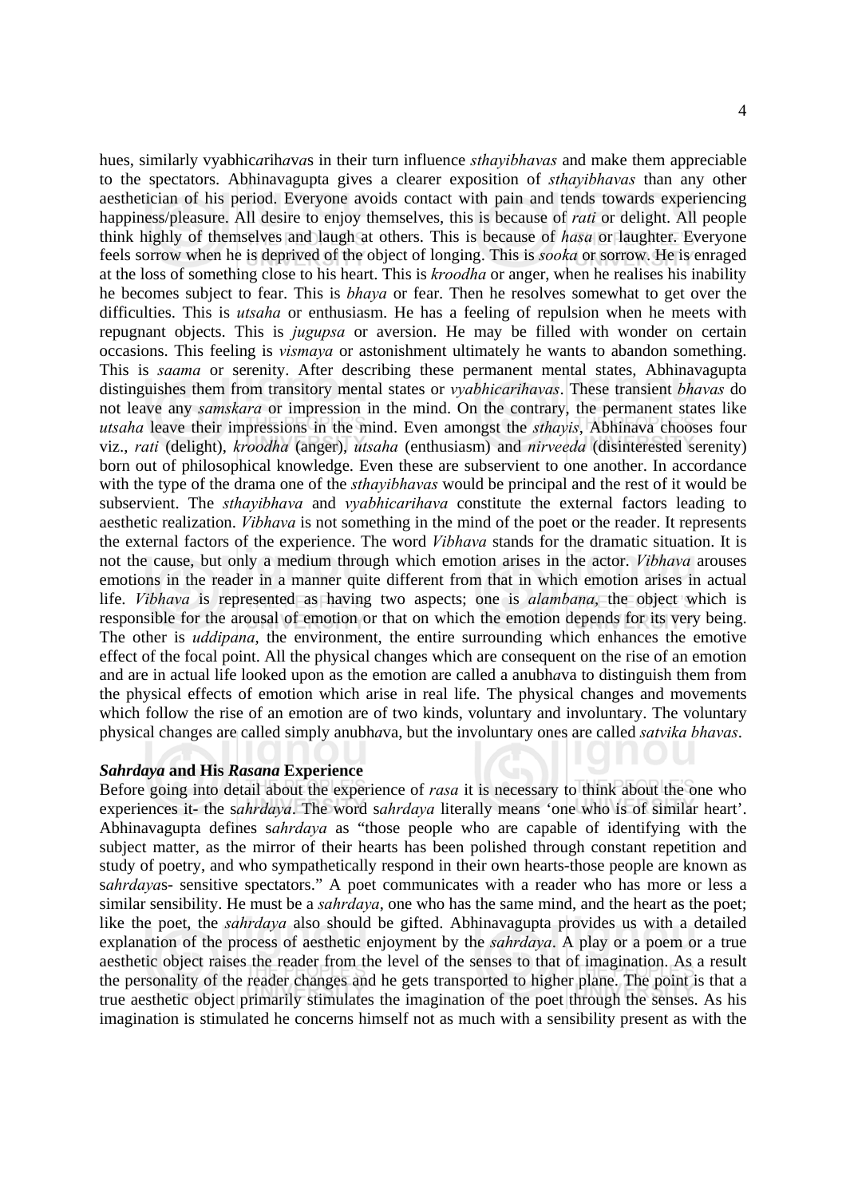hues, similarly vyabhic*a*rih*a*va*s* in their turn influence *sthayibhavas* and make them appreciable to the spectators. Abhinavagupta gives a clearer exposition of *sthayibhavas* than any other aesthetician of his period. Everyone avoids contact with pain and tends towards experiencing happiness/pleasure. All desire to enjoy themselves, this is because of *rati* or delight. All people think highly of themselves and laugh at others. This is because of *hasa* or laughter. Everyone feels sorrow when he is deprived of the object of longing. This is *sooka* or sorrow. He is enraged at the loss of something close to his heart. This is *kroodha* or anger, when he realises his inability he becomes subject to fear. This is *bhaya* or fear. Then he resolves somewhat to get over the difficulties. This is *utsaha* or enthusiasm. He has a feeling of repulsion when he meets with repugnant objects. This is *jugupsa* or aversion. He may be filled with wonder on certain occasions. This feeling is *vismaya* or astonishment ultimately he wants to abandon something. This is *saama* or serenity. After describing these permanent mental states, Abhinavagupta distinguishes them from transitory mental states or *vyabhicarihavas*. These transient *bhavas* do not leave any *samskara* or impression in the mind. On the contrary, the permanent states like *utsaha* leave their impressions in the mind. Even amongst the *sthayis*, Abhinava chooses four viz., *rati* (delight), *kroodha* (anger), *utsaha* (enthusiasm) and *nirveeda* (disinterested serenity) born out of philosophical knowledge. Even these are subservient to one another. In accordance with the type of the drama one of the *sthayibhavas* would be principal and the rest of it would be subservient. The *sthayibhava* and *vyabhicarihava* constitute the external factors leading to aesthetic realization. *Vibhava* is not something in the mind of the poet or the reader. It represents the external factors of the experience. The word *Vibhava* stands for the dramatic situation. It is not the cause, but only a medium through which emotion arises in the actor. *Vibhava* arouses emotions in the reader in a manner quite different from that in which emotion arises in actual life. *Vibhava* is represented as having two aspects; one is *alambana*, the object which is responsible for the arousal of emotion or that on which the emotion depends for its very being. The other is *uddipana*, the environment, the entire surrounding which enhances the emotive effect of the focal point. All the physical changes which are consequent on the rise of an emotion and are in actual life looked upon as the emotion are called a anubh*a*va to distinguish them from the physical effects of emotion which arise in real life. The physical changes and movements which follow the rise of an emotion are of two kinds, voluntary and involuntary. The voluntary physical changes are called simply anubh*a*va, but the involuntary ones are called *satvika bhavas*.

### *Sahrdaya* and His *Rasana* Experience

Before going into detail about the experience of *rasa* it is necessary to think about the one who experiences it- the s*ahrdaya*. The word s*ahrdaya* literally means 'one who is of similar heart'. Abhinavagupta defines s*ahrdaya* as "those people who are capable of identifying with the subject matter, as the mirror of their hearts has been polished through constant repetition and study of poetry, and who sympathetically respond in their own hearts-those people are known as s*ahrdaya*s- sensitive spectators." A poet communicates with a reader who has more or less a similar sensibility. He must be a *sahrdaya*, one who has the same mind, and the heart as the poet; like the poet, the *sahrdaya* also should be gifted. Abhinavagupta provides us with a detailed explanation of the process of aesthetic enjoyment by the *sahrdaya*. A play or a poem or a true aesthetic object raises the reader from the level of the senses to that of imagination. As a result the personality of the reader changes and he gets transported to higher plane. The point is that a true aesthetic object primarily stimulates the imagination of the poet through the senses. As his imagination is stimulated he concerns himself not as much with a sensibility present as with the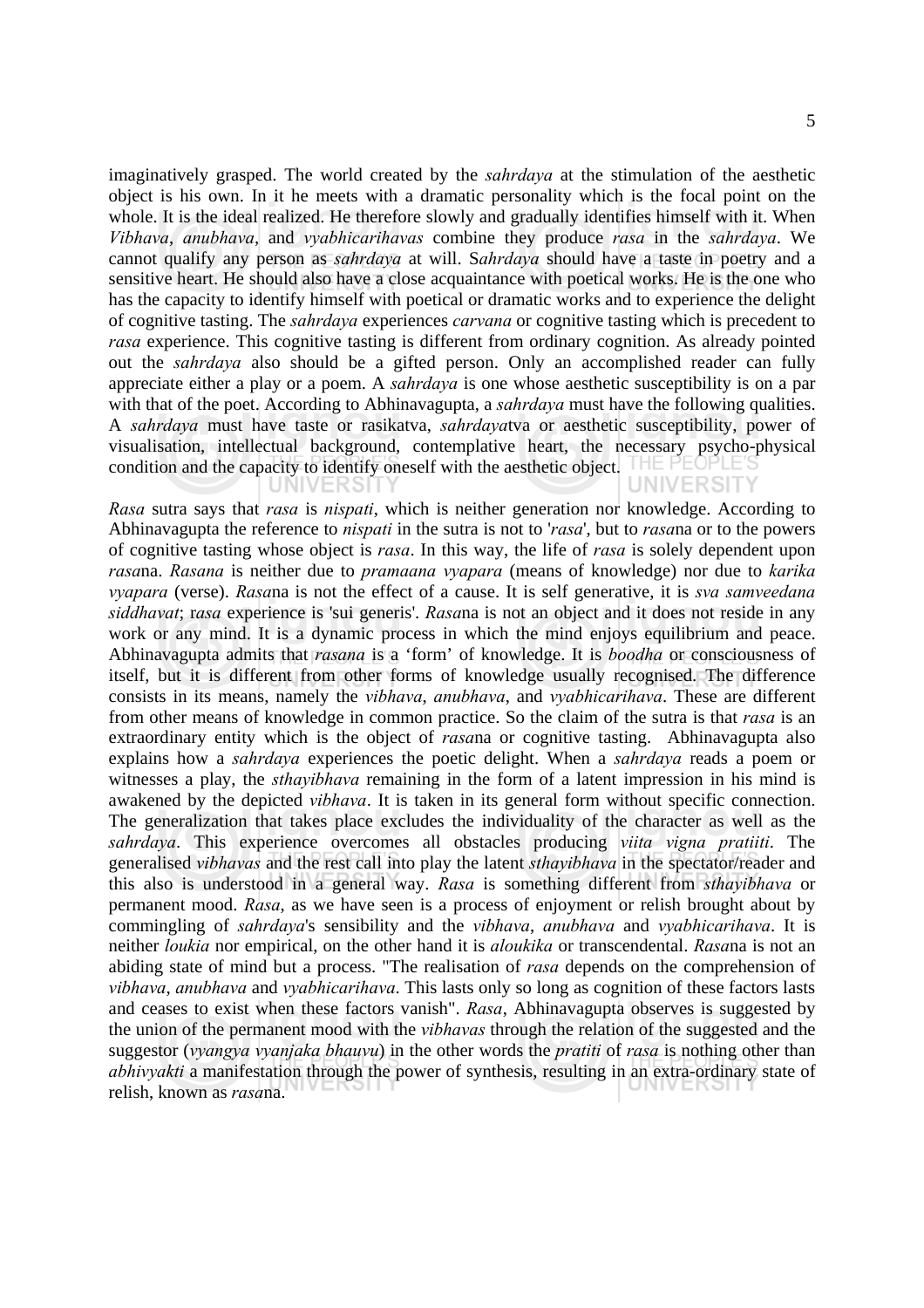imaginatively grasped. The world created by the *sahrdaya* at the stimulation of the aesthetic object is his own. In it he meets with a dramatic personality which is the focal point on the whole. It is the ideal realized. He therefore slowly and gradually identifies himself with it. When *Vibhava*, *anubhava*, and *vyabhicarihavas* combine they produce *rasa* in the *sahrdaya*. We cannot qualify any person as *sahrdaya* at will. S*ahrdaya* should have a taste in poetry and a sensitive heart. He should also have a close acquaintance with poetical works. He is the one who has the capacity to identify himself with poetical or dramatic works and to experience the delight of cognitive tasting. The *sahrdaya* experiences *carvana* or cognitive tasting which is precedent to *rasa* experience. This cognitive tasting is different from ordinary cognition. As already pointed out the *sahrdaya* also should be a gifted person. Only an accomplished reader can fully appreciate either a play or a poem. A *sahrdaya* is one whose aesthetic susceptibility is on a par with that of the poet. According to Abhinavagupta, a *sahrdaya* must have the following qualities. A *sahrdaya* must have taste or rasikatva, *sahrdaya*tva or aesthetic susceptibility, power of visualisation, intellectual background, contemplative heart, the necessary psycho-physical condition and the capacity to identify oneself with the aesthetic object.

*Rasa* sutra says that *rasa* is *nispati*, which is neither generation nor knowledge. According to Abhinavagupta the reference to *nispati* in the sutra is not to '*rasa*', but to *rasa*na or to the powers of cognitive tasting whose object is *rasa*. In this way, the life of *rasa* is solely dependent upon *rasa*na. *Rasana* is neither due to *pramaana vyapara* (means of knowledge) nor due to *karika vyapara* (verse). *Rasa*na is not the effect of a cause. It is self generative, it is *sva samveedana siddhavat*; r*asa* experience is 'sui generis'. *Rasa*na is not an object and it does not reside in any work or any mind. It is a dynamic process in which the mind enjoys equilibrium and peace. Abhinavagupta admits that *rasana* is a 'form' of knowledge. It is *boodha* or consciousness of itself, but it is different from other forms of knowledge usually recognised. The difference consists in its means, namely the *vibhava*, *anubhava*, and *vyabhicarihava*. These are different from other means of knowledge in common practice. So the claim of the sutra is that *rasa* is an extraordinary entity which is the object of *rasa*na or cognitive tasting. Abhinavagupta also explains how a *sahrdaya* experiences the poetic delight. When a *sahrdaya* reads a poem or witnesses a play, the *sthayibhava* remaining in the form of a latent impression in his mind is awakened by the depicted *vibhava*. It is taken in its general form without specific connection. The generalization that takes place excludes the individuality of the character as well as the *sahrdaya*. This experience overcomes all obstacles producing *viita vigna pratiiti*. The generalised *vibhavas* and the rest call into play the latent *sthayibhava* in the spectator/reader and this also is understood in a general way. *Rasa* is something different from *sthayibhava* or permanent mood. *Rasa*, as we have seen is a process of enjoyment or relish brought about by commingling of *sahrdaya*'s sensibility and the *vibhava*, *anubhava* and *vyabhicarihava*. It is neither *loukia* nor empirical, on the other hand it is *aloukika* or transcendental. *Rasa*na is not an abiding state of mind but a process. "The realisation of *rasa* depends on the comprehension of *vibhava*, *anubhava* and *vyabhicarihava*. This lasts only so long as cognition of these factors lasts and ceases to exist when these factors vanish". *Rasa*, Abhinavagupta observes is suggested by the union of the permanent mood with the *vibhavas* through the relation of the suggested and the suggestor (*vyangya vyanjaka bhauvu*) in the other words the *pratiti* of *rasa* is nothing other than *abhivyakti* a manifestation through the power of synthesis, resulting in an extra-ordinary state of relish, known as *rasa*na.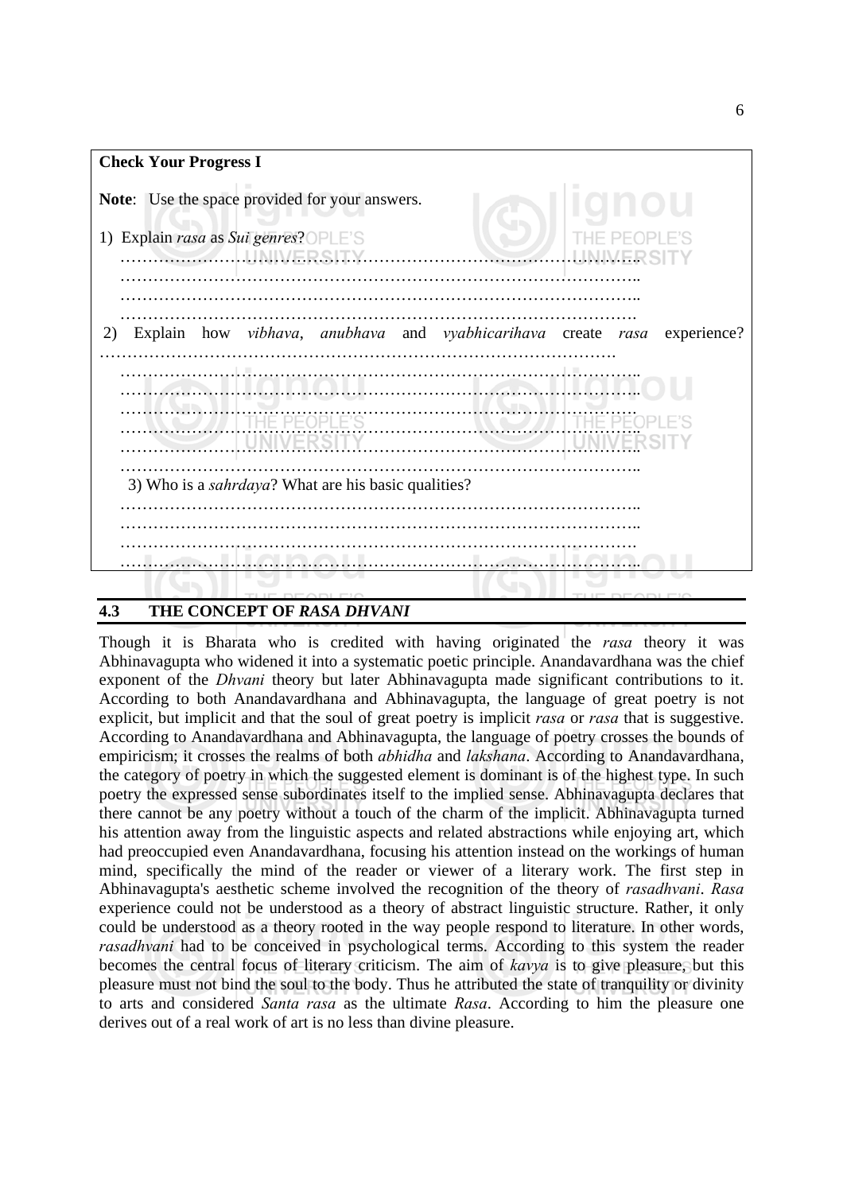**Check Your Progress I**

**Note**: Use the space provided for your answers.

1) Explain *rasa* as *Sui genres*?

……………………………………………………………………………………..
……………………………………………………………………………………..
……………………………………………………………………………………..
…………………………………………………………………………………….

2) Explain how *vibhava*, *anubhava* and *vyabhicarihava* create *rasa* experience?

…………………………………………………………………………………….
……………………………………………………………………………………..
……………………………………………………………………………………..
…………………………………………………………………………………….
……………………………………………………………………………………..
……………………………………………………………………………………..
……………………………………………………………………………………..

3) Who is a *sahrdaya*? What are his basic qualities?

……………………………………………………………………………………..
……………………………………………………………………………………..
…………………………………………………………………………………….
……………………………………………………………………………………..

## 4.3 THE CONCEPT OF *RASA DHVANI*

Though it is Bharata who is credited with having originated the *rasa* theory it was Abhinavagupta who widened it into a systematic poetic principle. Anandavardhana was the chief exponent of the *Dhvani* theory but later Abhinavagupta made significant contributions to it. According to both Anandavardhana and Abhinavagupta, the language of great poetry is not explicit, but implicit and that the soul of great poetry is implicit *rasa* or *rasa* that is suggestive. According to Anandavardhana and Abhinavagupta, the language of poetry crosses the bounds of empiricism; it crosses the realms of both *abhidha* and *lakshana*. According to Anandavardhana, the category of poetry in which the suggested element is dominant is of the highest type. In such poetry the expressed sense subordinates itself to the implied sense. Abhinavagupta declares that there cannot be any poetry without a touch of the charm of the implicit. Abhinavagupta turned his attention away from the linguistic aspects and related abstractions while enjoying art, which had preoccupied even Anandavardhana, focusing his attention instead on the workings of human mind, specifically the mind of the reader or viewer of a literary work. The first step in Abhinavagupta's aesthetic scheme involved the recognition of the theory of *rasadhvani*. *Rasa* experience could not be understood as a theory of abstract linguistic structure. Rather, it only could be understood as a theory rooted in the way people respond to literature. In other words, *rasadhvani* had to be conceived in psychological terms. According to this system the reader becomes the central focus of literary criticism. The aim of *kavya* is to give pleasure, but this pleasure must not bind the soul to the body. Thus he attributed the state of tranquility or divinity to arts and considered *Santa rasa* as the ultimate *Rasa*. According to him the pleasure one derives out of a real work of art is no less than divine pleasure.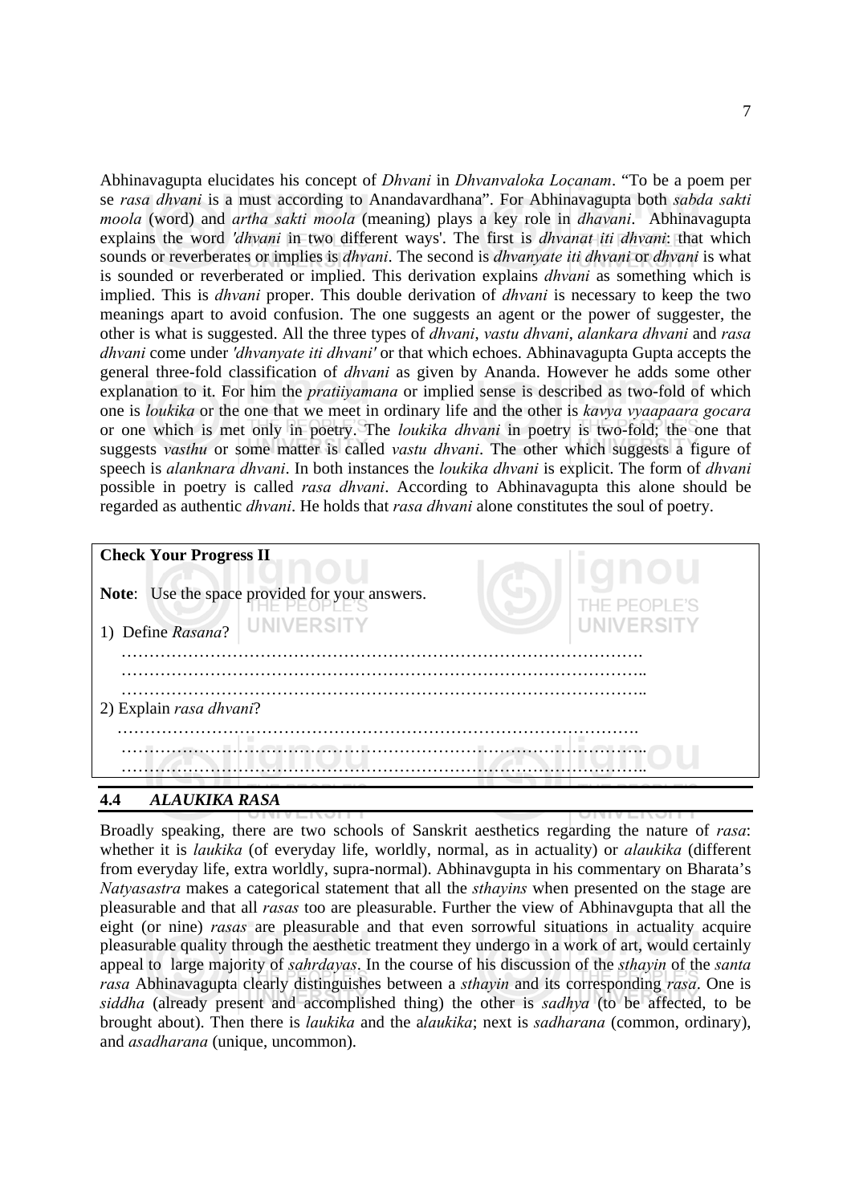Abhinavagupta elucidates his concept of *Dhvani* in *Dhvanvaloka Locanam*. "To be a poem per se *rasa dhvani* is a must according to Anandavardhana". For Abhinavagupta both *sabda sakti moola* (word) and *artha sakti moola* (meaning) plays a key role in *dhavani*. Abhinavagupta explains the word *'dhvani* in two different ways'. The first is *dhvanat iti dhvani*: that which sounds or reverberates or implies is *dhvani*. The second is *dhvanyate iti dhvani* or *dhvani* is what is sounded or reverberated or implied. This derivation explains *dhvani* as something which is implied. This is *dhvani* proper. This double derivation of *dhvani* is necessary to keep the two meanings apart to avoid confusion. The one suggests an agent or the power of suggester, the other is what is suggested. All the three types of *dhvani*, *vastu dhvani*, *alankara dhvani* and *rasa dhvani* come under *'dhvanyate iti dhvani'* or that which echoes. Abhinavagupta Gupta accepts the general three-fold classification of *dhvani* as given by Ananda. However he adds some other explanation to it. For him the *pratiiyamana* or implied sense is described as two-fold of which one is *loukika* or the one that we meet in ordinary life and the other is *kavya vyaapaara gocara* or one which is met only in poetry. The *loukika dhvani* in poetry is two-fold; the one that suggests *vasthu* or some matter is called *vastu dhvani*. The other which suggests a figure of speech is *alanknara dhvani*. In both instances the *loukika dhvani* is explicit. The form of *dhvani* possible in poetry is called *rasa dhvani*. According to Abhinavagupta this alone should be regarded as authentic *dhvani*. He holds that *rasa dhvani* alone constitutes the soul of poetry.

**Check Your Progress II**

**Note**: Use the space provided for your answers.

1) Define *Rasana*?

……………………………………………………………………………………….
………………………………………………………………………………………..
………………………………………………………………………………………..

2) Explain *rasa dhvani*?

……………………………………………………………………………………….
………………………………………………………………………………………..
………………………………………………………………………………………..

## 4.4 *ALAUKIKA RASA*

Broadly speaking, there are two schools of Sanskrit aesthetics regarding the nature of *rasa*: whether it is *laukika* (of everyday life, worldly, normal, as in actuality) or *alaukika* (different from everyday life, extra worldly, supra-normal). Abhinavgupta in his commentary on Bharata's *Natyasastra* makes a categorical statement that all the *sthayins* when presented on the stage are pleasurable and that all *rasas* too are pleasurable. Further the view of Abhinavgupta that all the eight (or nine) *rasas* are pleasurable and that even sorrowful situations in actuality acquire pleasurable quality through the aesthetic treatment they undergo in a work of art, would certainly appeal to large majority of *sahrdayas*. In the course of his discussion of the *sthayin* of the *santa rasa* Abhinavagupta clearly distinguishes between a *sthayin* and its corresponding *rasa*. One is *siddha* (already present and accomplished thing) the other is *sadhya* (to be affected, to be brought about). Then there is *laukika* and the a*laukika*; next is *sadharana* (common, ordinary), and *asadharana* (unique, uncommon).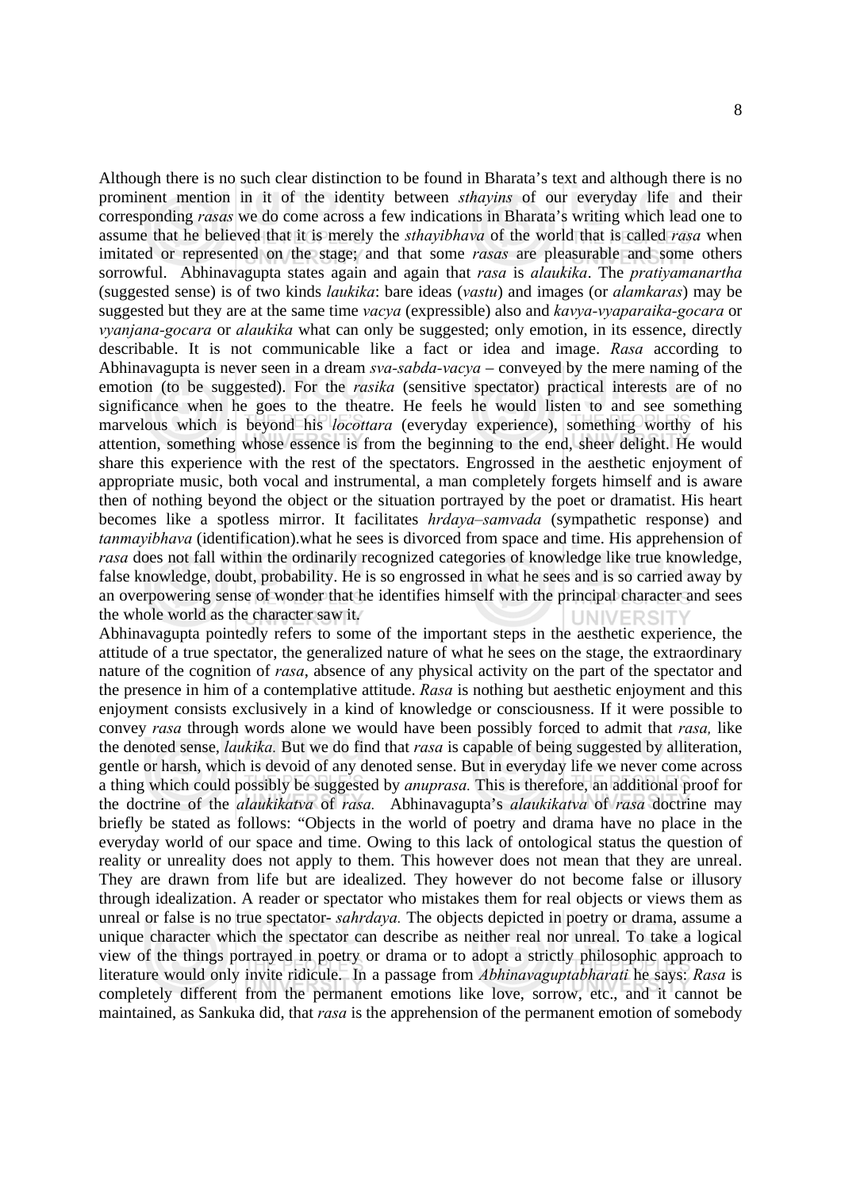Although there is no such clear distinction to be found in Bharata's text and although there is no prominent mention in it of the identity between *sthayins* of our everyday life and their corresponding *rasas* we do come across a few indications in Bharata's writing which lead one to assume that he believed that it is merely the *sthayibhava* of the world that is called *rasa* when imitated or represented on the stage; and that some *rasas* are pleasurable and some others sorrowful. Abhinavagupta states again and again that *rasa* is *alaukika*. The *pratiyamanartha* (suggested sense) is of two kinds *laukika*: bare ideas (*vastu*) and images (or *alamkaras*) may be suggested but they are at the same time *vacya* (expressible) also and *kavya-vyaparaika-gocara* or *vyanjana-gocara* or *alaukika* what can only be suggested; only emotion, in its essence, directly describable. It is not communicable like a fact or idea and image. *Rasa* according to Abhinavagupta is never seen in a dream *sva-sabda-vacya* – conveyed by the mere naming of the emotion (to be suggested). For the *rasika* (sensitive spectator) practical interests are of no significance when he goes to the theatre. He feels he would listen to and see something marvelous which is beyond his *locottara* (everyday experience), something worthy of his attention, something whose essence is from the beginning to the end, sheer delight. He would share this experience with the rest of the spectators. Engrossed in the aesthetic enjoyment of appropriate music, both vocal and instrumental, a man completely forgets himself and is aware then of nothing beyond the object or the situation portrayed by the poet or dramatist. His heart becomes like a spotless mirror. It facilitates *hrdaya–samvada* (sympathetic response) and *tanmayibhava* (identification).what he sees is divorced from space and time. His apprehension of *rasa* does not fall within the ordinarily recognized categories of knowledge like true knowledge, false knowledge, doubt, probability. He is so engrossed in what he sees and is so carried away by an overpowering sense of wonder that he identifies himself with the principal character and sees the whole world as the character saw it.

Abhinavagupta pointedly refers to some of the important steps in the aesthetic experience, the attitude of a true spectator, the generalized nature of what he sees on the stage, the extraordinary nature of the cognition of *rasa*, absence of any physical activity on the part of the spectator and the presence in him of a contemplative attitude. *Rasa* is nothing but aesthetic enjoyment and this enjoyment consists exclusively in a kind of knowledge or consciousness. If it were possible to convey *rasa* through words alone we would have been possibly forced to admit that *rasa,* like the denoted sense, *laukika.* But we do find that *rasa* is capable of being suggested by alliteration, gentle or harsh, which is devoid of any denoted sense. But in everyday life we never come across a thing which could possibly be suggested by *anuprasa.* This is therefore, an additional proof for the doctrine of the *alaukikatva* of *rasa.* Abhinavagupta's *alaukikatva* of *rasa* doctrine may briefly be stated as follows: "Objects in the world of poetry and drama have no place in the everyday world of our space and time. Owing to this lack of ontological status the question of reality or unreality does not apply to them. This however does not mean that they are unreal. They are drawn from life but are idealized. They however do not become false or illusory through idealization. A reader or spectator who mistakes them for real objects or views them as unreal or false is no true spectator- *sahrdaya.* The objects depicted in poetry or drama, assume a unique character which the spectator can describe as neither real nor unreal. To take a logical view of the things portrayed in poetry or drama or to adopt a strictly philosophic approach to literature would only invite ridicule. In a passage from *Abhinavaguptabharati* he says: *Rasa* is completely different from the permanent emotions like love, sorrow, etc., and it cannot be maintained, as Sankuka did, that *rasa* is the apprehension of the permanent emotion of somebody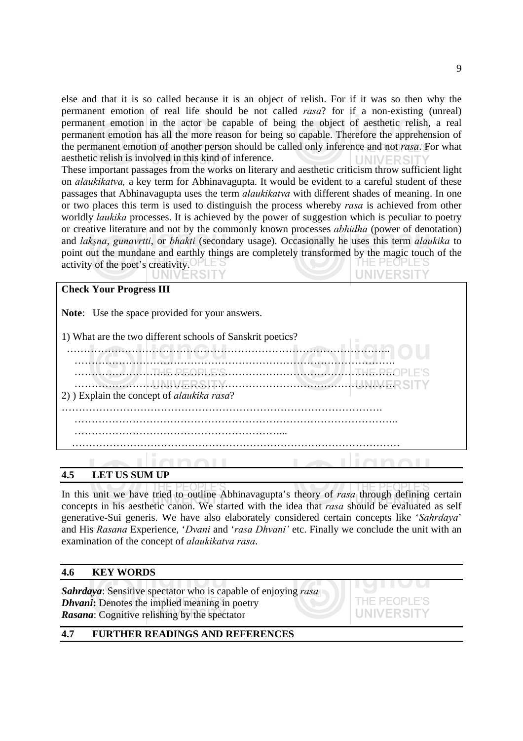else and that it is so called because it is an object of relish. For if it was so then why the permanent emotion of real life should be not called *rasa*? for if a non-existing (unreal) permanent emotion in the actor be capable of being the object of aesthetic relish, a real permanent emotion has all the more reason for being so capable. Therefore the apprehension of the permanent emotion of another person should be called only inference and not *rasa*. For what aesthetic relish is involved in this kind of inference.

These important passages from the works on literary and aesthetic criticism throw sufficient light on *alaukikatva,* a key term for Abhinavagupta. It would be evident to a careful student of these passages that Abhinavagupta uses the term *alaukikatva* with different shades of meaning. In one or two places this term is used to distinguish the process whereby *rasa* is achieved from other worldly *laukika* processes. It is achieved by the power of suggestion which is peculiar to poetry or creative literature and not by the commonly known processes *abhidha* (power of denotation) and *lakşna*, *gunavrtti*, or *bhakti* (secondary usage). Occasionally he uses this term *alaukika* to point out the mundane and earthly things are completely transformed by the magic touch of the activity of the poet's creativity.

**Check Your Progress III**

**Note**: Use the space provided for your answers.

1) What are the two different schools of Sanskrit poetics?

……………………………………………………………………………………..
……………………………………………………………………………………….
……………………………………………………………………………………….
……………………………………………………………………………………….

2) ) Explain the concept of *alaukika rasa*?

……………………………………………………………………………………….
……………………………………………………………………………………..
……………………………………………………...
……………………………………………………………………………………

## 4.5 LET US SUM UP

In this unit we have tried to outline Abhinavagupta's theory of *rasa* through defining certain concepts in his aesthetic canon. We started with the idea that *rasa* should be evaluated as self generative-Sui generis. We have also elaborately considered certain concepts like '*Sahrdaya*' and His *Rasana* Experience, '*Dvani* and '*rasa Dhvani'* etc. Finally we conclude the unit with an examination of the concept of *alaukikatva rasa*.

## 4.6 KEY WORDS

***Sahrdaya***: Sensitive spectator who is capable of enjoying *rasa*
***Dhvani*:** Denotes the implied meaning in poetry
***Rasana***: Cognitive relishing by the spectator

## 4.7 FURTHER READINGS AND REFERENCES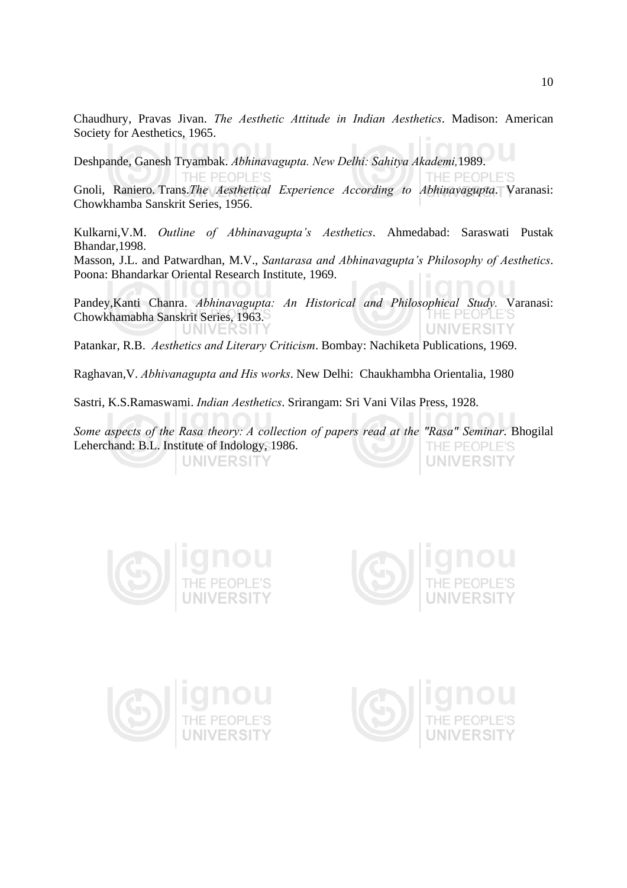Chaudhury, Pravas Jivan. *The Aesthetic Attitude in Indian Aesthetics*. Madison: American Society for Aesthetics, 1965.

Deshpande, Ganesh Tryambak. *Abhinavagupta. New Delhi: Sahitya Akademi,*1989.

Gnoli, Raniero. Trans.*The Aesthetical Experience According to Abhinavagupta*. Varanasi: Chowkhamba Sanskrit Series, 1956.

Kulkarni,V.M. *Outline of Abhinavagupta's Aesthetics*. Ahmedabad: Saraswati Pustak Bhandar,1998.

Masson, J.L. and Patwardhan, M.V., *Santarasa and Abhinavagupta's Philosophy of Aesthetics*. Poona: Bhandarkar Oriental Research Institute, 1969.

Pandey,Kanti Chanra. *Abhinavagupta: An Historical and Philosophical Study.* Varanasi: Chowkhamabha Sanskrit Series, 1963.

Patankar, R.B. *Aesthetics and Literary Criticism*. Bombay: Nachiketa Publications, 1969.

Raghavan,V. *Abhivanagupta and His works*. New Delhi: Chaukhambha Orientalia, 1980

Sastri, K.S.Ramaswami. *Indian Aesthetics*. Srirangam: Sri Vani Vilas Press, 1928.

*Some aspects of the Rasa theory: A collection of papers read at the "Rasa" Seminar*. Bhogilal Leherchand: B.L. Institute of Indology, 1986.